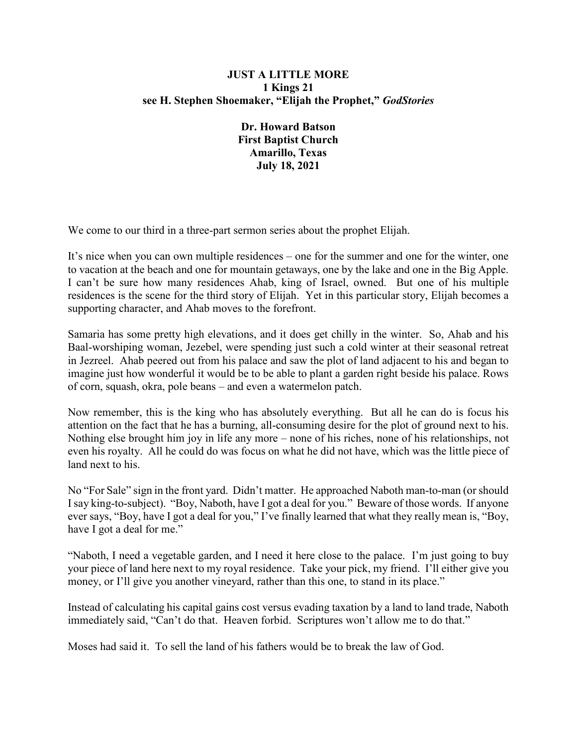**JUST A LITTLE MORE**
**1 Kings 21**
**see H. Stephen Shoemaker, "Elijah the Prophet," *GodStories***

**Dr. Howard Batson**
**First Baptist Church**
**Amarillo, Texas**
**July 18, 2021**

We come to our third in a three-part sermon series about the prophet Elijah.

It's nice when you can own multiple residences – one for the summer and one for the winter, one to vacation at the beach and one for mountain getaways, one by the lake and one in the Big Apple. I can't be sure how many residences Ahab, king of Israel, owned. But one of his multiple residences is the scene for the third story of Elijah. Yet in this particular story, Elijah becomes a supporting character, and Ahab moves to the forefront.

Samaria has some pretty high elevations, and it does get chilly in the winter. So, Ahab and his Baal-worshiping woman, Jezebel, were spending just such a cold winter at their seasonal retreat in Jezreel. Ahab peered out from his palace and saw the plot of land adjacent to his and began to imagine just how wonderful it would be to be able to plant a garden right beside his palace. Rows of corn, squash, okra, pole beans – and even a watermelon patch.

Now remember, this is the king who has absolutely everything. But all he can do is focus his attention on the fact that he has a burning, all-consuming desire for the plot of ground next to his. Nothing else brought him joy in life any more – none of his riches, none of his relationships, not even his royalty. All he could do was focus on what he did not have, which was the little piece of land next to his.

No "For Sale" sign in the front yard. Didn't matter. He approached Naboth man-to-man (or should I say king-to-subject). "Boy, Naboth, have I got a deal for you." Beware of those words. If anyone ever says, "Boy, have I got a deal for you," I've finally learned that what they really mean is, "Boy, have I got a deal for me."

"Naboth, I need a vegetable garden, and I need it here close to the palace. I'm just going to buy your piece of land here next to my royal residence. Take your pick, my friend. I'll either give you money, or I'll give you another vineyard, rather than this one, to stand in its place."

Instead of calculating his capital gains cost versus evading taxation by a land to land trade, Naboth immediately said, "Can't do that. Heaven forbid. Scriptures won't allow me to do that."

Moses had said it. To sell the land of his fathers would be to break the law of God.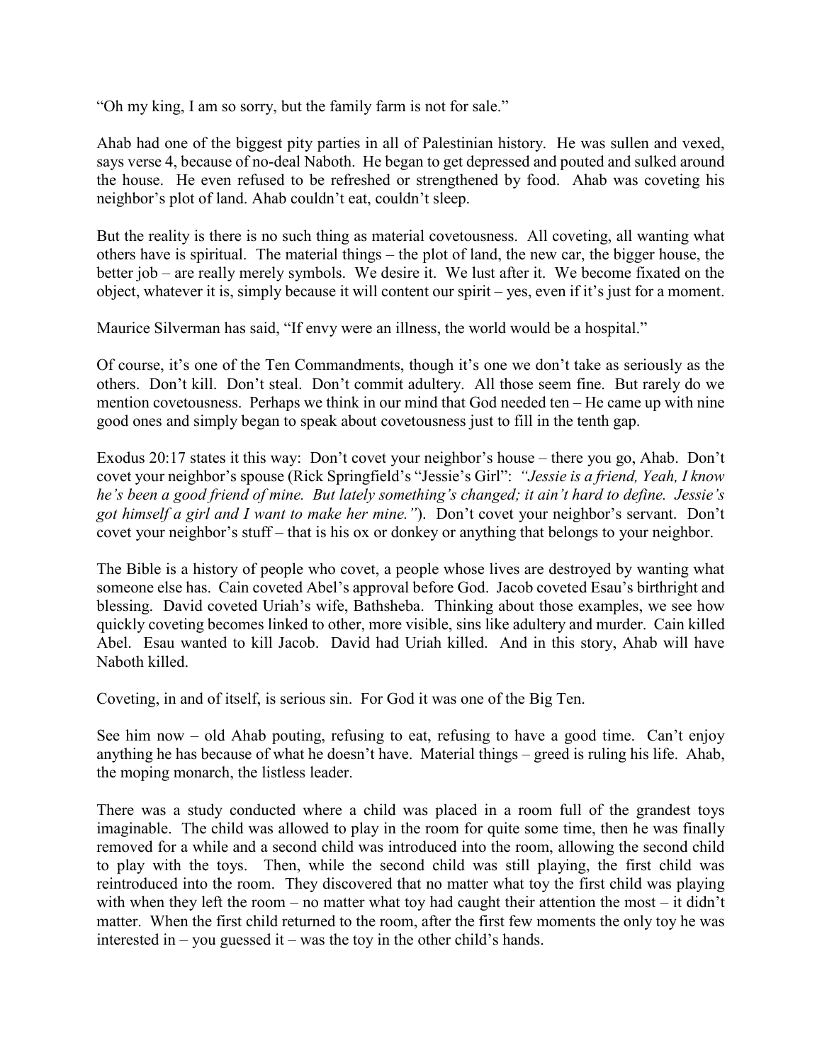"Oh my king, I am so sorry, but the family farm is not for sale."

Ahab had one of the biggest pity parties in all of Palestinian history. He was sullen and vexed, says verse 4, because of no-deal Naboth. He began to get depressed and pouted and sulked around the house. He even refused to be refreshed or strengthened by food. Ahab was coveting his neighbor's plot of land. Ahab couldn't eat, couldn't sleep.

But the reality is there is no such thing as material covetousness. All coveting, all wanting what others have is spiritual. The material things – the plot of land, the new car, the bigger house, the better job – are really merely symbols. We desire it. We lust after it. We become fixated on the object, whatever it is, simply because it will content our spirit – yes, even if it's just for a moment.

Maurice Silverman has said, "If envy were an illness, the world would be a hospital."

Of course, it's one of the Ten Commandments, though it's one we don't take as seriously as the others. Don't kill. Don't steal. Don't commit adultery. All those seem fine. But rarely do we mention covetousness. Perhaps we think in our mind that God needed ten – He came up with nine good ones and simply began to speak about covetousness just to fill in the tenth gap.

Exodus 20:17 states it this way: Don't covet your neighbor's house – there you go, Ahab. Don't covet your neighbor's spouse (Rick Springfield's "Jessie's Girl": *"Jessie is a friend, Yeah, I know he's been a good friend of mine. But lately something's changed; it ain't hard to define. Jessie's got himself a girl and I want to make her mine."*). Don't covet your neighbor's servant. Don't covet your neighbor's stuff – that is his ox or donkey or anything that belongs to your neighbor.

The Bible is a history of people who covet, a people whose lives are destroyed by wanting what someone else has. Cain coveted Abel's approval before God. Jacob coveted Esau's birthright and blessing. David coveted Uriah's wife, Bathsheba. Thinking about those examples, we see how quickly coveting becomes linked to other, more visible, sins like adultery and murder. Cain killed Abel. Esau wanted to kill Jacob. David had Uriah killed. And in this story, Ahab will have Naboth killed.

Coveting, in and of itself, is serious sin. For God it was one of the Big Ten.

See him now – old Ahab pouting, refusing to eat, refusing to have a good time. Can't enjoy anything he has because of what he doesn't have. Material things – greed is ruling his life. Ahab, the moping monarch, the listless leader.

There was a study conducted where a child was placed in a room full of the grandest toys imaginable. The child was allowed to play in the room for quite some time, then he was finally removed for a while and a second child was introduced into the room, allowing the second child to play with the toys. Then, while the second child was still playing, the first child was reintroduced into the room. They discovered that no matter what toy the first child was playing with when they left the room – no matter what toy had caught their attention the most – it didn't matter. When the first child returned to the room, after the first few moments the only toy he was interested in – you guessed it – was the toy in the other child's hands.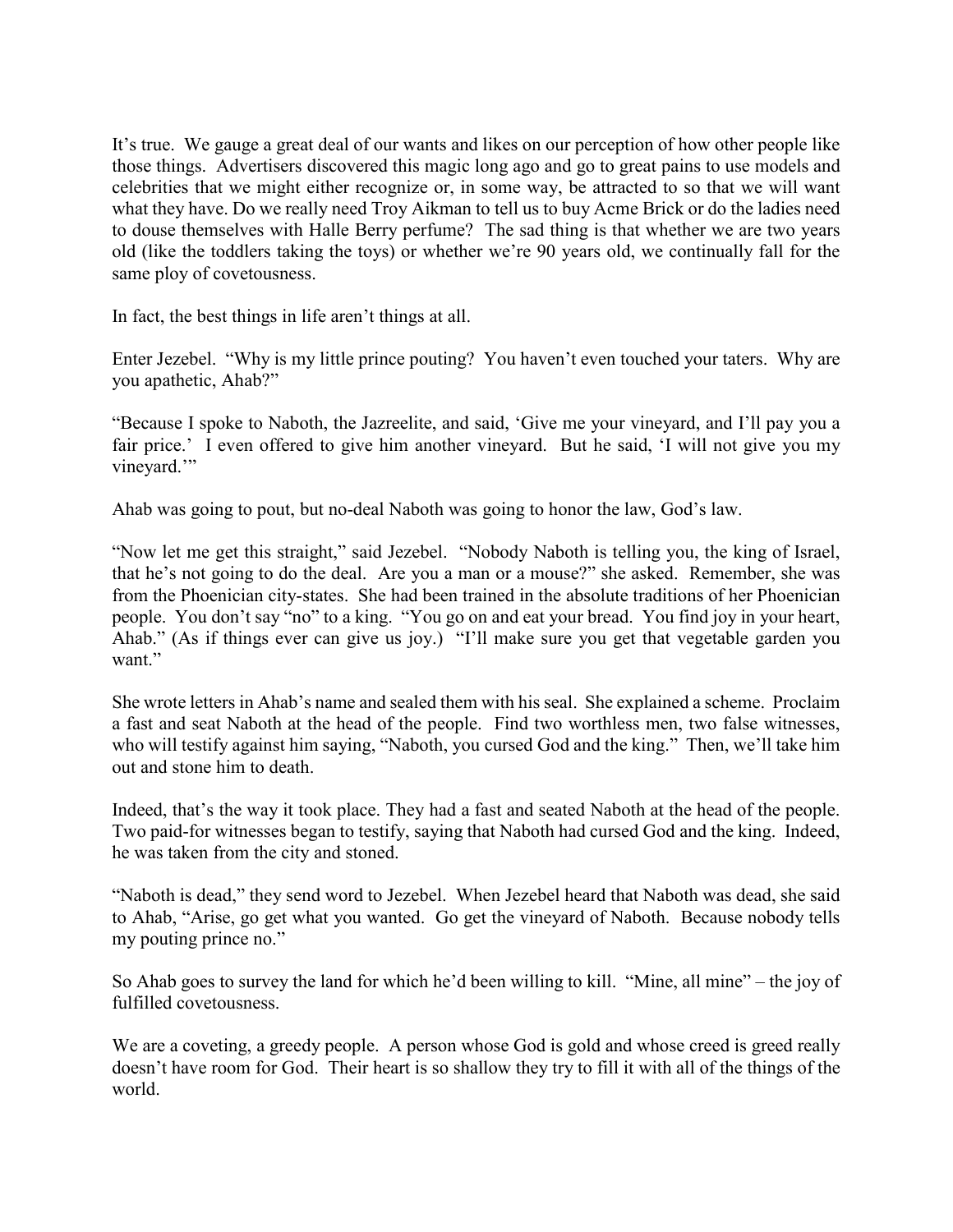It's true. We gauge a great deal of our wants and likes on our perception of how other people like those things. Advertisers discovered this magic long ago and go to great pains to use models and celebrities that we might either recognize or, in some way, be attracted to so that we will want what they have. Do we really need Troy Aikman to tell us to buy Acme Brick or do the ladies need to douse themselves with Halle Berry perfume? The sad thing is that whether we are two years old (like the toddlers taking the toys) or whether we're 90 years old, we continually fall for the same ploy of covetousness.

In fact, the best things in life aren't things at all.

Enter Jezebel. "Why is my little prince pouting? You haven't even touched your taters. Why are you apathetic, Ahab?"

"Because I spoke to Naboth, the Jazreelite, and said, 'Give me your vineyard, and I'll pay you a fair price.' I even offered to give him another vineyard. But he said, 'I will not give you my vineyard.'"

Ahab was going to pout, but no-deal Naboth was going to honor the law, God's law.

"Now let me get this straight," said Jezebel. "Nobody Naboth is telling you, the king of Israel, that he's not going to do the deal. Are you a man or a mouse?" she asked. Remember, she was from the Phoenician city-states. She had been trained in the absolute traditions of her Phoenician people. You don't say "no" to a king. "You go on and eat your bread. You find joy in your heart, Ahab." (As if things ever can give us joy.) "I'll make sure you get that vegetable garden you want."

She wrote letters in Ahab's name and sealed them with his seal. She explained a scheme. Proclaim a fast and seat Naboth at the head of the people. Find two worthless men, two false witnesses, who will testify against him saying, "Naboth, you cursed God and the king." Then, we'll take him out and stone him to death.

Indeed, that's the way it took place. They had a fast and seated Naboth at the head of the people. Two paid-for witnesses began to testify, saying that Naboth had cursed God and the king. Indeed, he was taken from the city and stoned.

"Naboth is dead," they send word to Jezebel. When Jezebel heard that Naboth was dead, she said to Ahab, "Arise, go get what you wanted. Go get the vineyard of Naboth. Because nobody tells my pouting prince no."

So Ahab goes to survey the land for which he'd been willing to kill. "Mine, all mine" – the joy of fulfilled covetousness.

We are a coveting, a greedy people. A person whose God is gold and whose creed is greed really doesn't have room for God. Their heart is so shallow they try to fill it with all of the things of the world.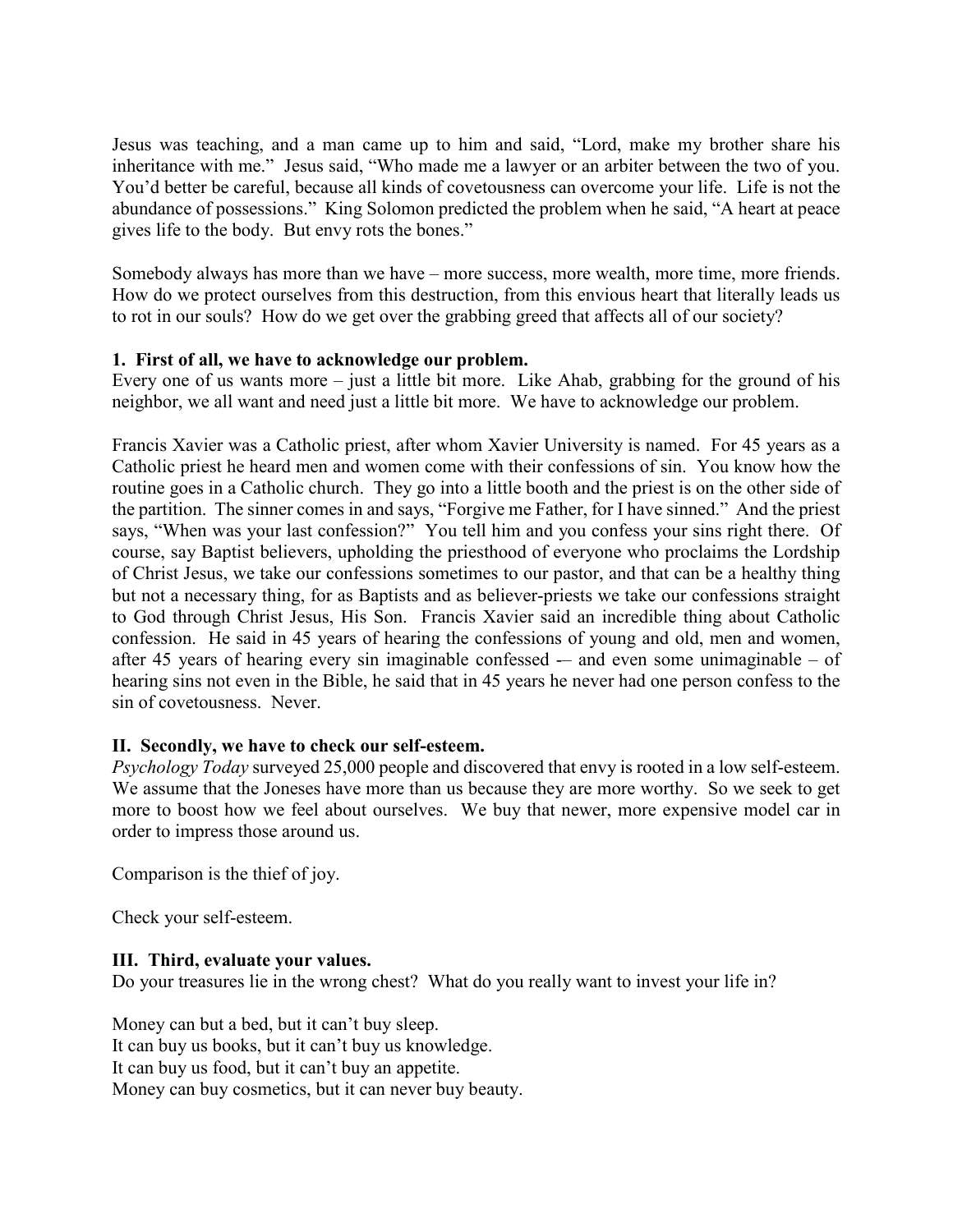Jesus was teaching, and a man came up to him and said, "Lord, make my brother share his inheritance with me." Jesus said, "Who made me a lawyer or an arbiter between the two of you. You'd better be careful, because all kinds of covetousness can overcome your life. Life is not the abundance of possessions." King Solomon predicted the problem when he said, "A heart at peace gives life to the body. But envy rots the bones."

Somebody always has more than we have – more success, more wealth, more time, more friends. How do we protect ourselves from this destruction, from this envious heart that literally leads us to rot in our souls? How do we get over the grabbing greed that affects all of our society?

**1. First of all, we have to acknowledge our problem.**

Every one of us wants more – just a little bit more. Like Ahab, grabbing for the ground of his neighbor, we all want and need just a little bit more. We have to acknowledge our problem.

Francis Xavier was a Catholic priest, after whom Xavier University is named. For 45 years as a Catholic priest he heard men and women come with their confessions of sin. You know how the routine goes in a Catholic church. They go into a little booth and the priest is on the other side of the partition. The sinner comes in and says, "Forgive me Father, for I have sinned." And the priest says, "When was your last confession?" You tell him and you confess your sins right there. Of course, say Baptist believers, upholding the priesthood of everyone who proclaims the Lordship of Christ Jesus, we take our confessions sometimes to our pastor, and that can be a healthy thing but not a necessary thing, for as Baptists and as believer-priests we take our confessions straight to God through Christ Jesus, His Son. Francis Xavier said an incredible thing about Catholic confession. He said in 45 years of hearing the confessions of young and old, men and women, after 45 years of hearing every sin imaginable confessed -– and even some unimaginable – of hearing sins not even in the Bible, he said that in 45 years he never had one person confess to the sin of covetousness. Never.

**II. Secondly, we have to check our self-esteem.**

*Psychology Today* surveyed 25,000 people and discovered that envy is rooted in a low self-esteem. We assume that the Joneses have more than us because they are more worthy. So we seek to get more to boost how we feel about ourselves. We buy that newer, more expensive model car in order to impress those around us.

Comparison is the thief of joy.

Check your self-esteem.

**III. Third, evaluate your values.**

Do your treasures lie in the wrong chest? What do you really want to invest your life in?

Money can but a bed, but it can't buy sleep.
It can buy us books, but it can't buy us knowledge.
It can buy us food, but it can't buy an appetite.
Money can buy cosmetics, but it can never buy beauty.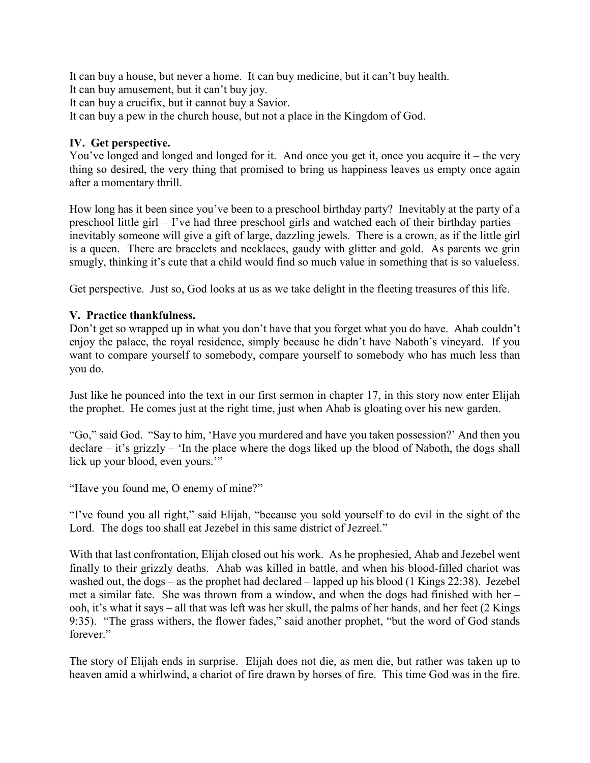It can buy a house, but never a home. It can buy medicine, but it can't buy health.
It can buy amusement, but it can't buy joy.
It can buy a crucifix, but it cannot buy a Savior.
It can buy a pew in the church house, but not a place in the Kingdom of God.

**IV. Get perspective.**
You've longed and longed and longed for it. And once you get it, once you acquire it – the very thing so desired, the very thing that promised to bring us happiness leaves us empty once again after a momentary thrill.

How long has it been since you've been to a preschool birthday party? Inevitably at the party of a preschool little girl – I've had three preschool girls and watched each of their birthday parties – inevitably someone will give a gift of large, dazzling jewels. There is a crown, as if the little girl is a queen. There are bracelets and necklaces, gaudy with glitter and gold. As parents we grin smugly, thinking it's cute that a child would find so much value in something that is so valueless.

Get perspective. Just so, God looks at us as we take delight in the fleeting treasures of this life.

**V. Practice thankfulness.**
Don't get so wrapped up in what you don't have that you forget what you do have. Ahab couldn't enjoy the palace, the royal residence, simply because he didn't have Naboth's vineyard. If you want to compare yourself to somebody, compare yourself to somebody who has much less than you do.

Just like he pounced into the text in our first sermon in chapter 17, in this story now enter Elijah the prophet. He comes just at the right time, just when Ahab is gloating over his new garden.

"Go," said God. "Say to him, 'Have you murdered and have you taken possession?' And then you declare – it's grizzly – 'In the place where the dogs liked up the blood of Naboth, the dogs shall lick up your blood, even yours.'"

"Have you found me, O enemy of mine?"

"I've found you all right," said Elijah, "because you sold yourself to do evil in the sight of the Lord. The dogs too shall eat Jezebel in this same district of Jezreel."

With that last confrontation, Elijah closed out his work. As he prophesied, Ahab and Jezebel went finally to their grizzly deaths. Ahab was killed in battle, and when his blood-filled chariot was washed out, the dogs – as the prophet had declared – lapped up his blood (1 Kings 22:38). Jezebel met a similar fate. She was thrown from a window, and when the dogs had finished with her – ooh, it's what it says – all that was left was her skull, the palms of her hands, and her feet (2 Kings 9:35). "The grass withers, the flower fades," said another prophet, "but the word of God stands forever."

The story of Elijah ends in surprise. Elijah does not die, as men die, but rather was taken up to heaven amid a whirlwind, a chariot of fire drawn by horses of fire. This time God was in the fire.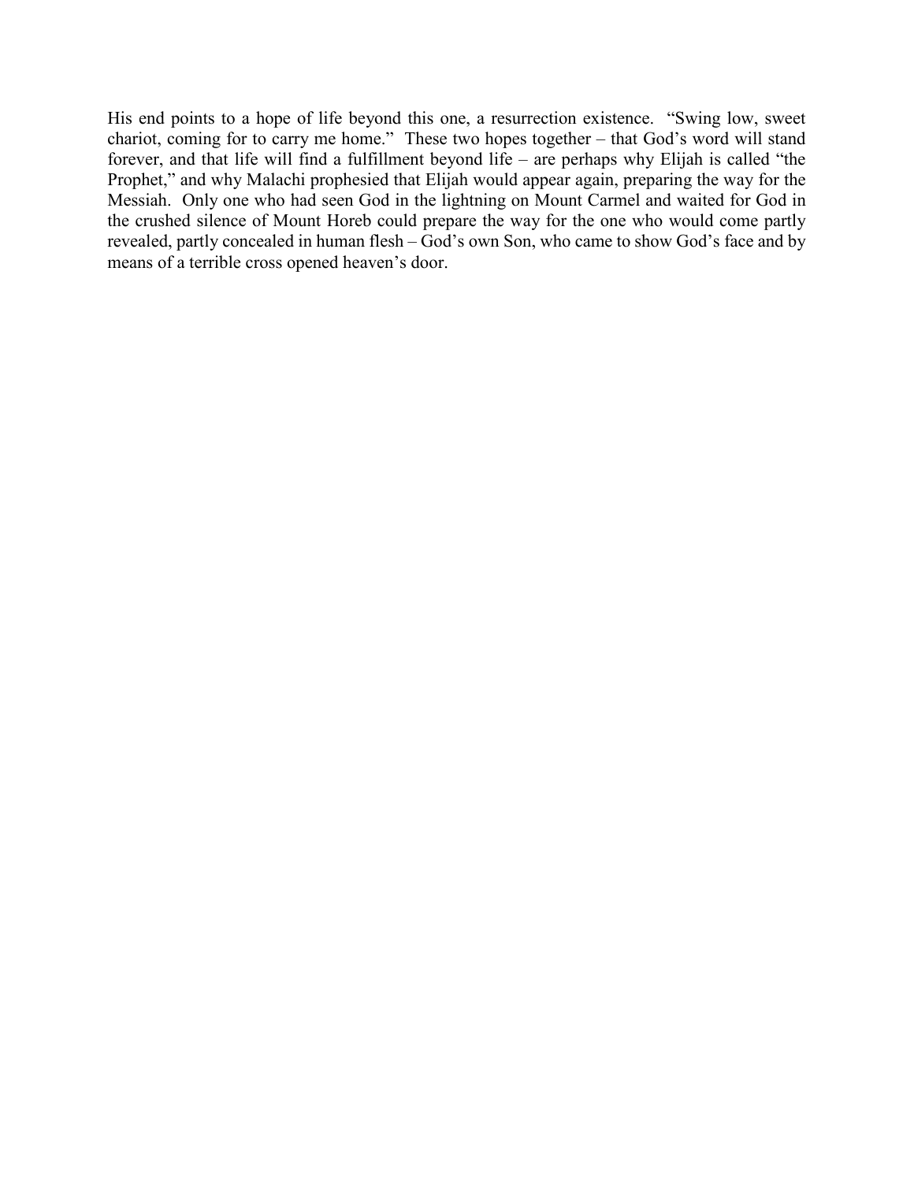His end points to a hope of life beyond this one, a resurrection existence. "Swing low, sweet chariot, coming for to carry me home." These two hopes together – that God's word will stand forever, and that life will find a fulfillment beyond life – are perhaps why Elijah is called "the Prophet," and why Malachi prophesied that Elijah would appear again, preparing the way for the Messiah. Only one who had seen God in the lightning on Mount Carmel and waited for God in the crushed silence of Mount Horeb could prepare the way for the one who would come partly revealed, partly concealed in human flesh – God's own Son, who came to show God's face and by means of a terrible cross opened heaven's door.